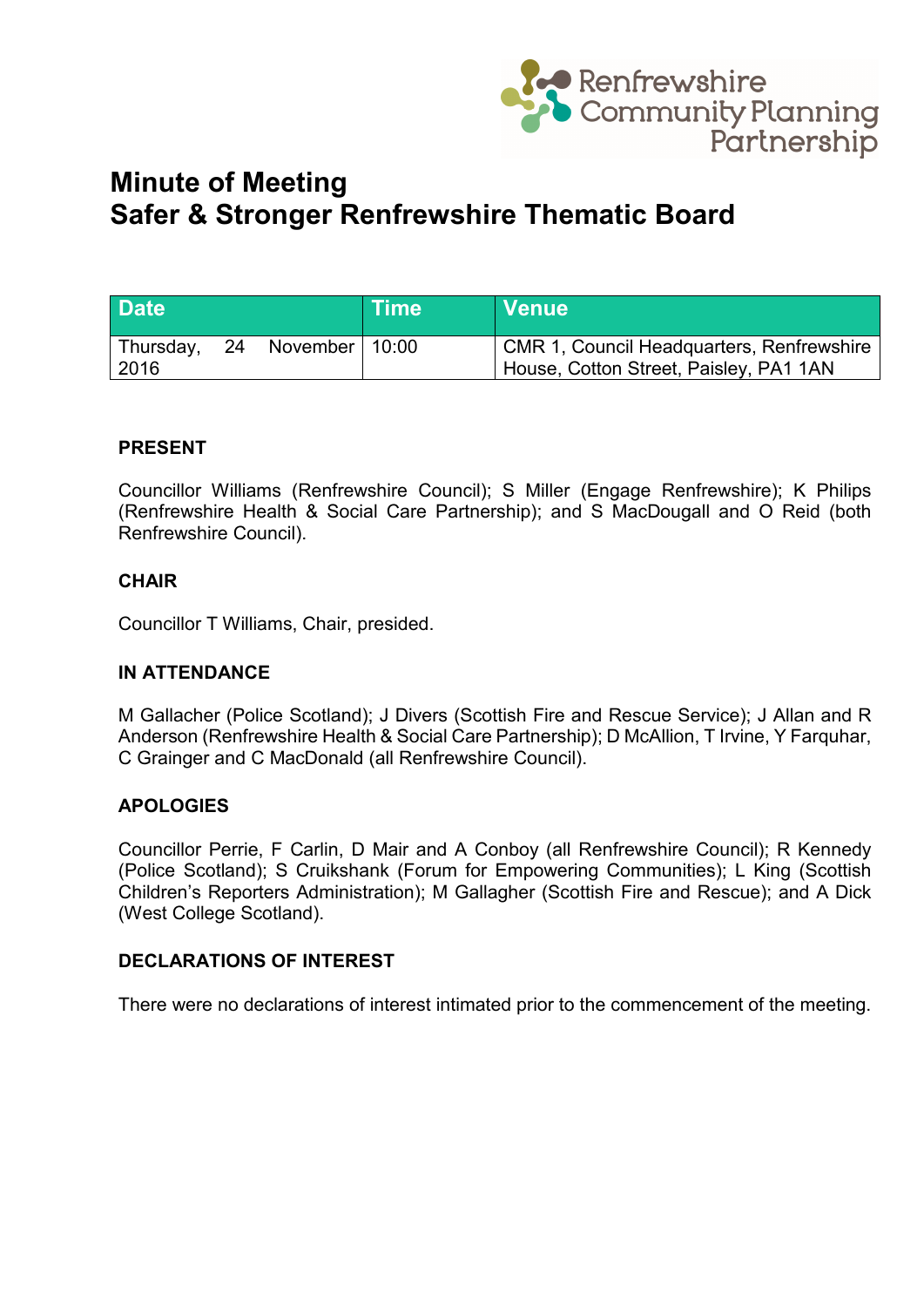# Minute of Meeting
# Safer & Stronger Renfrewshire Thematic Board

| Date | Time | Venue |
|---|---|---|
| Thursday, 24 November 2016 | 10:00 | CMR 1, Council Headquarters, Renfrewshire House, Cotton Street, Paisley, PA1 1AN |

### PRESENT

Councillor Williams (Renfrewshire Council); S Miller (Engage Renfrewshire); K Philips (Renfrewshire Health & Social Care Partnership); and S MacDougall and O Reid (both Renfrewshire Council).

### CHAIR

Councillor T Williams, Chair, presided.

### IN ATTENDANCE

M Gallacher (Police Scotland); J Divers (Scottish Fire and Rescue Service); J Allan and R Anderson (Renfrewshire Health & Social Care Partnership); D McAllion, T Irvine, Y Farquhar, C Grainger and C MacDonald (all Renfrewshire Council).

### APOLOGIES

Councillor Perrie, F Carlin, D Mair and A Conboy (all Renfrewshire Council); R Kennedy (Police Scotland); S Cruikshank (Forum for Empowering Communities); L King (Scottish Children's Reporters Administration); M Gallagher (Scottish Fire and Rescue); and A Dick (West College Scotland).

### DECLARATIONS OF INTEREST

There were no declarations of interest intimated prior to the commencement of the meeting.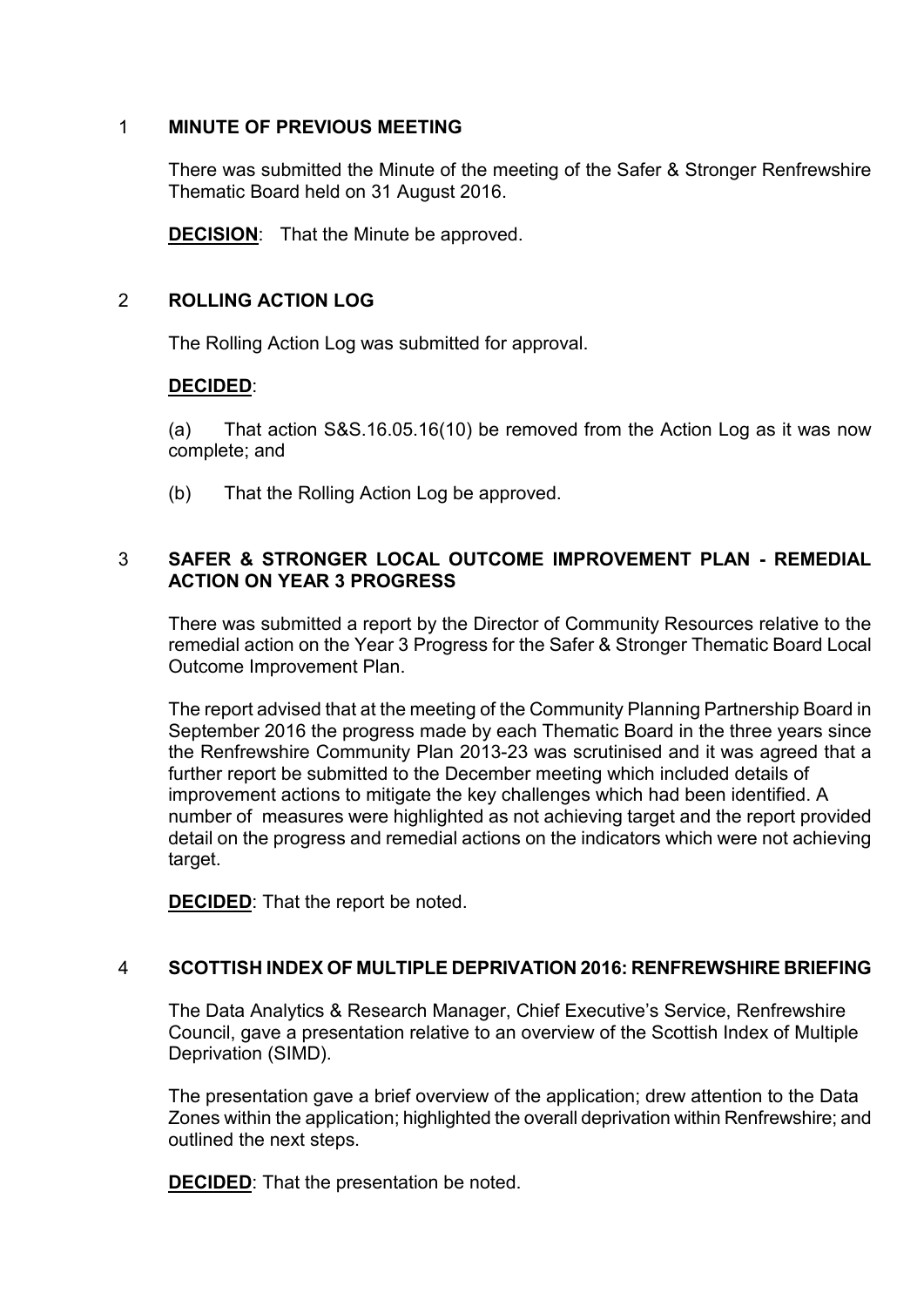## 1 MINUTE OF PREVIOUS MEETING

There was submitted the Minute of the meeting of the Safer & Stronger Renfrewshire Thematic Board held on 31 August 2016.

**DECISION**: That the Minute be approved.

## 2 ROLLING ACTION LOG

The Rolling Action Log was submitted for approval.

**DECIDED**:

(a) That action S&S.16.05.16(10) be removed from the Action Log as it was now complete; and

(b) That the Rolling Action Log be approved.

## 3 SAFER & STRONGER LOCAL OUTCOME IMPROVEMENT PLAN - REMEDIAL ACTION ON YEAR 3 PROGRESS

There was submitted a report by the Director of Community Resources relative to the remedial action on the Year 3 Progress for the Safer & Stronger Thematic Board Local Outcome Improvement Plan.

The report advised that at the meeting of the Community Planning Partnership Board in September 2016 the progress made by each Thematic Board in the three years since the Renfrewshire Community Plan 2013-23 was scrutinised and it was agreed that a further report be submitted to the December meeting which included details of improvement actions to mitigate the key challenges which had been identified. A number of measures were highlighted as not achieving target and the report provided detail on the progress and remedial actions on the indicators which were not achieving target.

**DECIDED**: That the report be noted.

## 4 SCOTTISH INDEX OF MULTIPLE DEPRIVATION 2016: RENFREWSHIRE BRIEFING

The Data Analytics & Research Manager, Chief Executive's Service, Renfrewshire Council, gave a presentation relative to an overview of the Scottish Index of Multiple Deprivation (SIMD).

The presentation gave a brief overview of the application; drew attention to the Data Zones within the application; highlighted the overall deprivation within Renfrewshire; and outlined the next steps.

**DECIDED**: That the presentation be noted.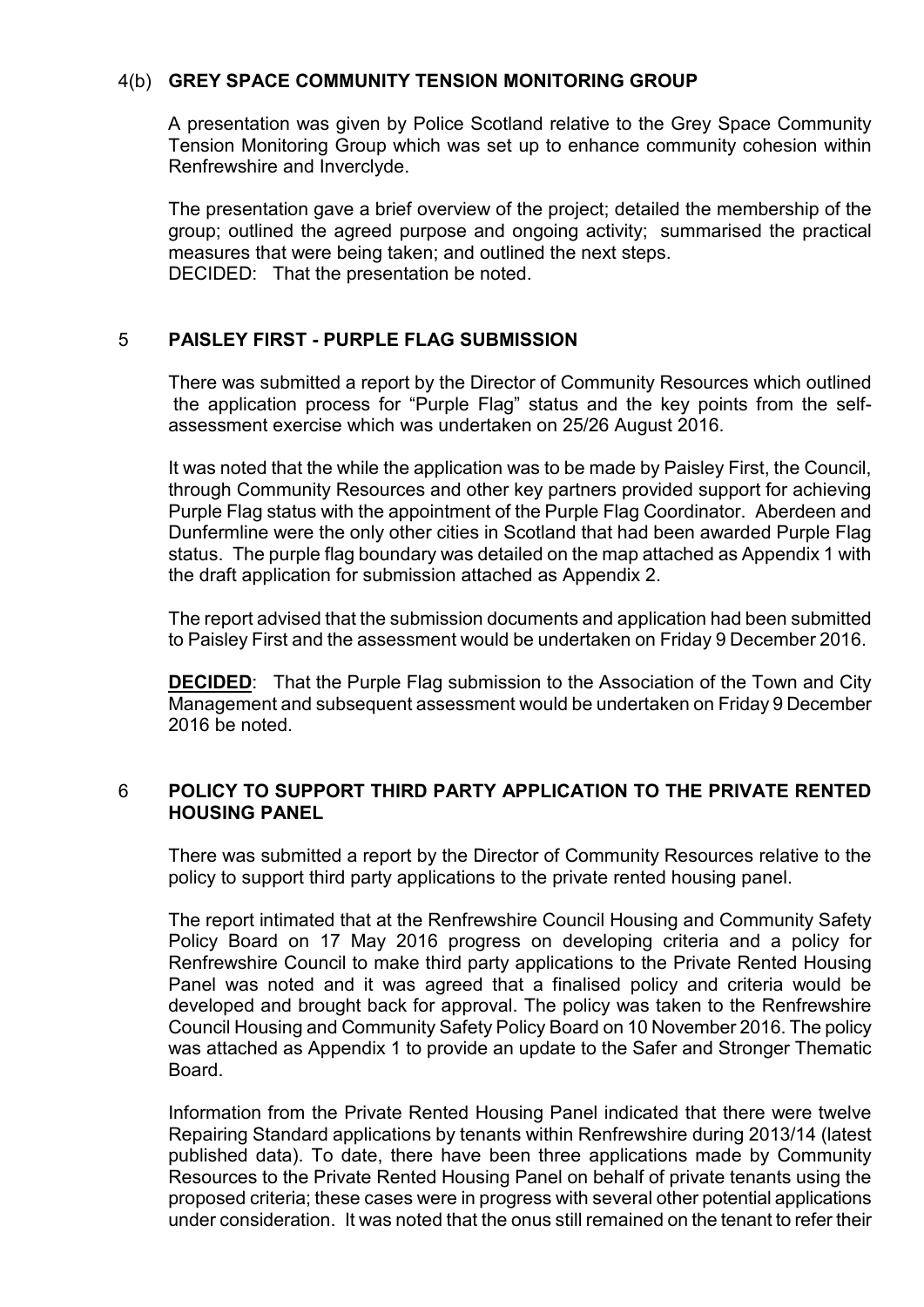## 4(b) GREY SPACE COMMUNITY TENSION MONITORING GROUP

A presentation was given by Police Scotland relative to the Grey Space Community Tension Monitoring Group which was set up to enhance community cohesion within Renfrewshire and Inverclyde.

The presentation gave a brief overview of the project; detailed the membership of the group; outlined the agreed purpose and ongoing activity; summarised the practical measures that were being taken; and outlined the next steps.
DECIDED: That the presentation be noted.

## 5 PAISLEY FIRST - PURPLE FLAG SUBMISSION

There was submitted a report by the Director of Community Resources which outlined the application process for "Purple Flag" status and the key points from the self-assessment exercise which was undertaken on 25/26 August 2016.

It was noted that the while the application was to be made by Paisley First, the Council, through Community Resources and other key partners provided support for achieving Purple Flag status with the appointment of the Purple Flag Coordinator. Aberdeen and Dunfermline were the only other cities in Scotland that had been awarded Purple Flag status. The purple flag boundary was detailed on the map attached as Appendix 1 with the draft application for submission attached as Appendix 2.

The report advised that the submission documents and application had been submitted to Paisley First and the assessment would be undertaken on Friday 9 December 2016.

**DECIDED**: That the Purple Flag submission to the Association of the Town and City Management and subsequent assessment would be undertaken on Friday 9 December 2016 be noted.

## 6 POLICY TO SUPPORT THIRD PARTY APPLICATION TO THE PRIVATE RENTED HOUSING PANEL

There was submitted a report by the Director of Community Resources relative to the policy to support third party applications to the private rented housing panel.

The report intimated that at the Renfrewshire Council Housing and Community Safety Policy Board on 17 May 2016 progress on developing criteria and a policy for Renfrewshire Council to make third party applications to the Private Rented Housing Panel was noted and it was agreed that a finalised policy and criteria would be developed and brought back for approval. The policy was taken to the Renfrewshire Council Housing and Community Safety Policy Board on 10 November 2016. The policy was attached as Appendix 1 to provide an update to the Safer and Stronger Thematic Board.

Information from the Private Rented Housing Panel indicated that there were twelve Repairing Standard applications by tenants within Renfrewshire during 2013/14 (latest published data). To date, there have been three applications made by Community Resources to the Private Rented Housing Panel on behalf of private tenants using the proposed criteria; these cases were in progress with several other potential applications under consideration. It was noted that the onus still remained on the tenant to refer their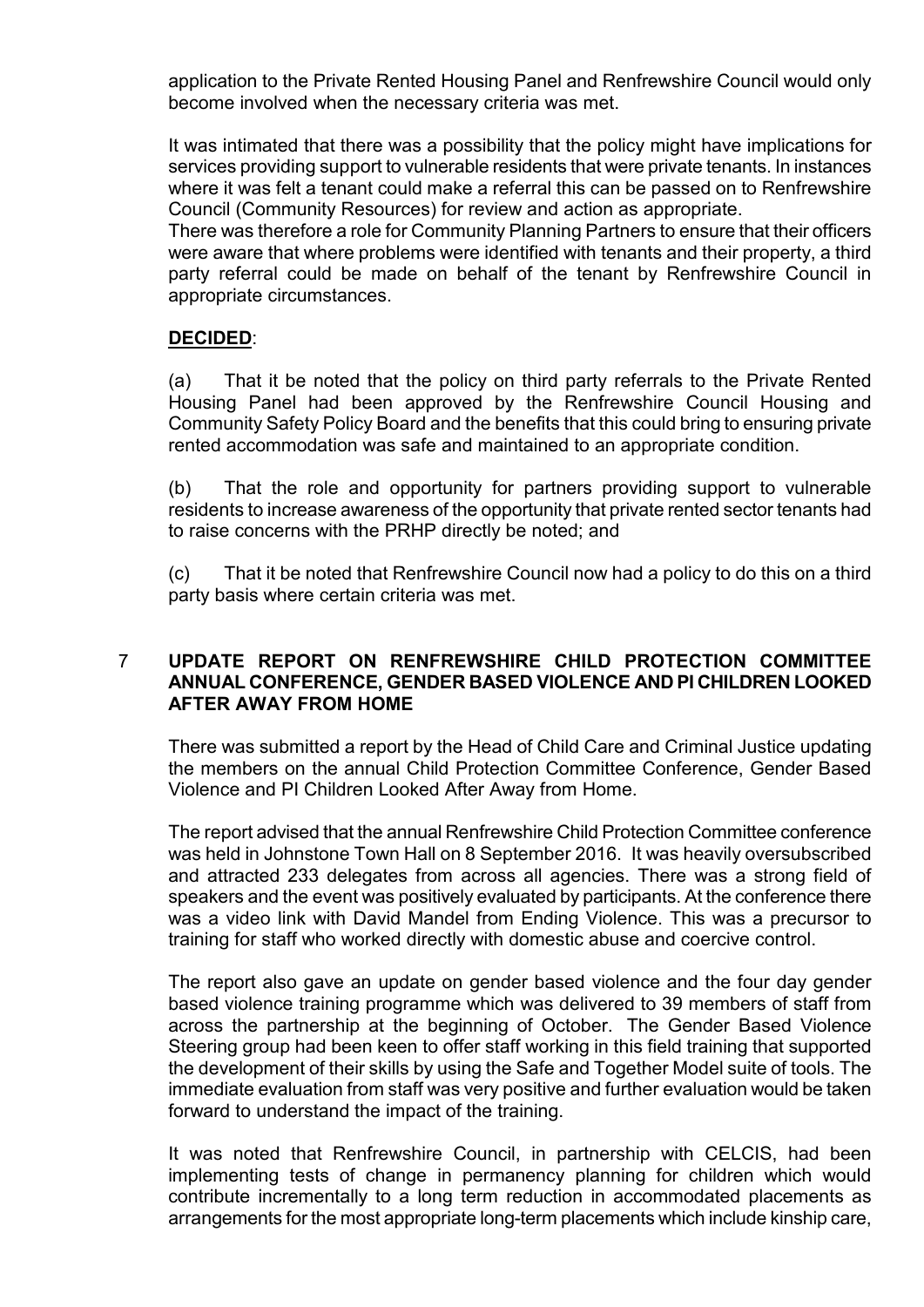application to the Private Rented Housing Panel and Renfrewshire Council would only become involved when the necessary criteria was met.

It was intimated that there was a possibility that the policy might have implications for services providing support to vulnerable residents that were private tenants. In instances where it was felt a tenant could make a referral this can be passed on to Renfrewshire Council (Community Resources) for review and action as appropriate.
There was therefore a role for Community Planning Partners to ensure that their officers were aware that where problems were identified with tenants and their property, a third party referral could be made on behalf of the tenant by Renfrewshire Council in appropriate circumstances.

**DECIDED**:

(a) That it be noted that the policy on third party referrals to the Private Rented Housing Panel had been approved by the Renfrewshire Council Housing and Community Safety Policy Board and the benefits that this could bring to ensuring private rented accommodation was safe and maintained to an appropriate condition.

(b) That the role and opportunity for partners providing support to vulnerable residents to increase awareness of the opportunity that private rented sector tenants had to raise concerns with the PRHP directly be noted; and

(c) That it be noted that Renfrewshire Council now had a policy to do this on a third party basis where certain criteria was met.

## 7 UPDATE REPORT ON RENFREWSHIRE CHILD PROTECTION COMMITTEE ANNUAL CONFERENCE, GENDER BASED VIOLENCE AND PI CHILDREN LOOKED AFTER AWAY FROM HOME

There was submitted a report by the Head of Child Care and Criminal Justice updating the members on the annual Child Protection Committee Conference, Gender Based Violence and PI Children Looked After Away from Home.

The report advised that the annual Renfrewshire Child Protection Committee conference was held in Johnstone Town Hall on 8 September 2016. It was heavily oversubscribed and attracted 233 delegates from across all agencies. There was a strong field of speakers and the event was positively evaluated by participants. At the conference there was a video link with David Mandel from Ending Violence. This was a precursor to training for staff who worked directly with domestic abuse and coercive control.

The report also gave an update on gender based violence and the four day gender based violence training programme which was delivered to 39 members of staff from across the partnership at the beginning of October. The Gender Based Violence Steering group had been keen to offer staff working in this field training that supported the development of their skills by using the Safe and Together Model suite of tools. The immediate evaluation from staff was very positive and further evaluation would be taken forward to understand the impact of the training.

It was noted that Renfrewshire Council, in partnership with CELCIS, had been implementing tests of change in permanency planning for children which would contribute incrementally to a long term reduction in accommodated placements as arrangements for the most appropriate long-term placements which include kinship care,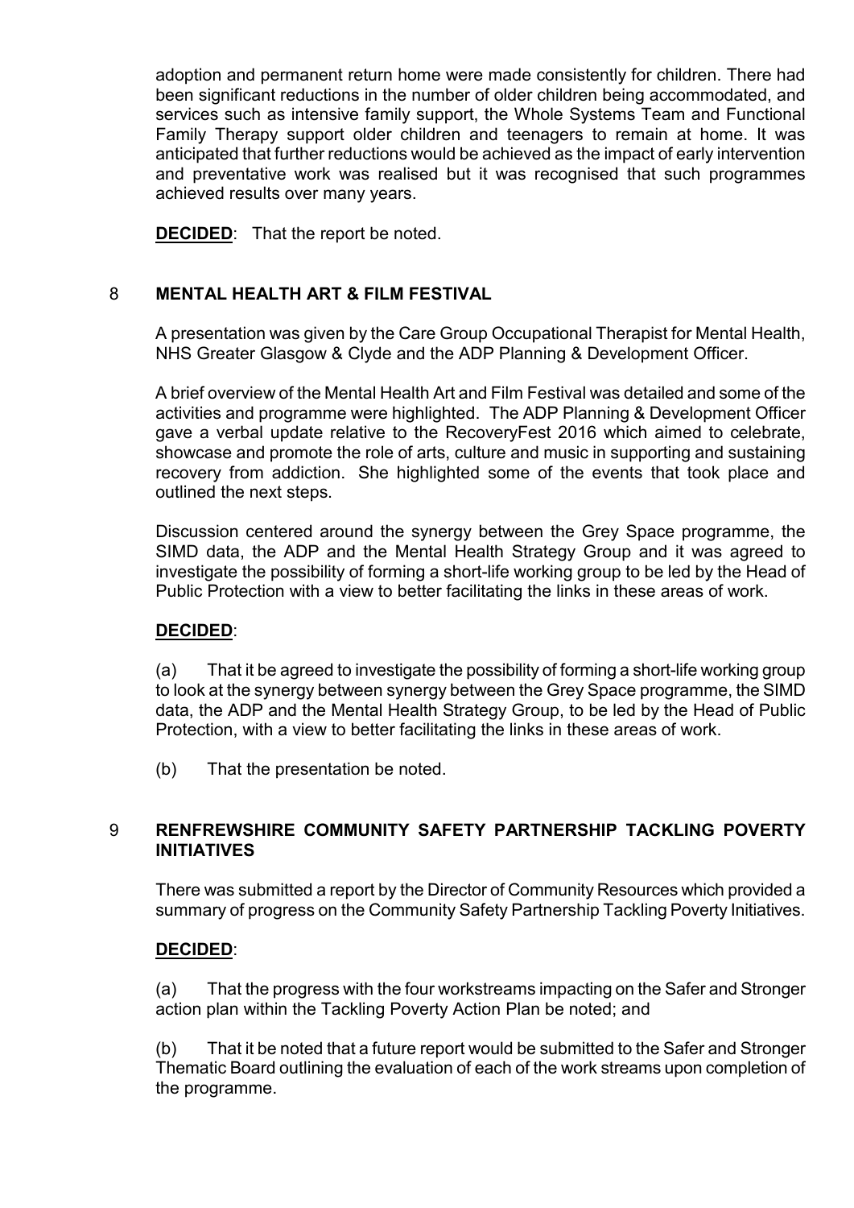adoption and permanent return home were made consistently for children. There had been significant reductions in the number of older children being accommodated, and services such as intensive family support, the Whole Systems Team and Functional Family Therapy support older children and teenagers to remain at home. It was anticipated that further reductions would be achieved as the impact of early intervention and preventative work was realised but it was recognised that such programmes achieved results over many years.

**DECIDED**: That the report be noted.

## 8 MENTAL HEALTH ART & FILM FESTIVAL

A presentation was given by the Care Group Occupational Therapist for Mental Health, NHS Greater Glasgow & Clyde and the ADP Planning & Development Officer.

A brief overview of the Mental Health Art and Film Festival was detailed and some of the activities and programme were highlighted. The ADP Planning & Development Officer gave a verbal update relative to the RecoveryFest 2016 which aimed to celebrate, showcase and promote the role of arts, culture and music in supporting and sustaining recovery from addiction. She highlighted some of the events that took place and outlined the next steps.

Discussion centered around the synergy between the Grey Space programme, the SIMD data, the ADP and the Mental Health Strategy Group and it was agreed to investigate the possibility of forming a short-life working group to be led by the Head of Public Protection with a view to better facilitating the links in these areas of work.

**DECIDED**:

(a) That it be agreed to investigate the possibility of forming a short-life working group to look at the synergy between synergy between the Grey Space programme, the SIMD data, the ADP and the Mental Health Strategy Group, to be led by the Head of Public Protection, with a view to better facilitating the links in these areas of work.

(b) That the presentation be noted.

## 9 RENFREWSHIRE COMMUNITY SAFETY PARTNERSHIP TACKLING POVERTY INITIATIVES

There was submitted a report by the Director of Community Resources which provided a summary of progress on the Community Safety Partnership Tackling Poverty Initiatives.

**DECIDED**:

(a) That the progress with the four workstreams impacting on the Safer and Stronger action plan within the Tackling Poverty Action Plan be noted; and

(b) That it be noted that a future report would be submitted to the Safer and Stronger Thematic Board outlining the evaluation of each of the work streams upon completion of the programme.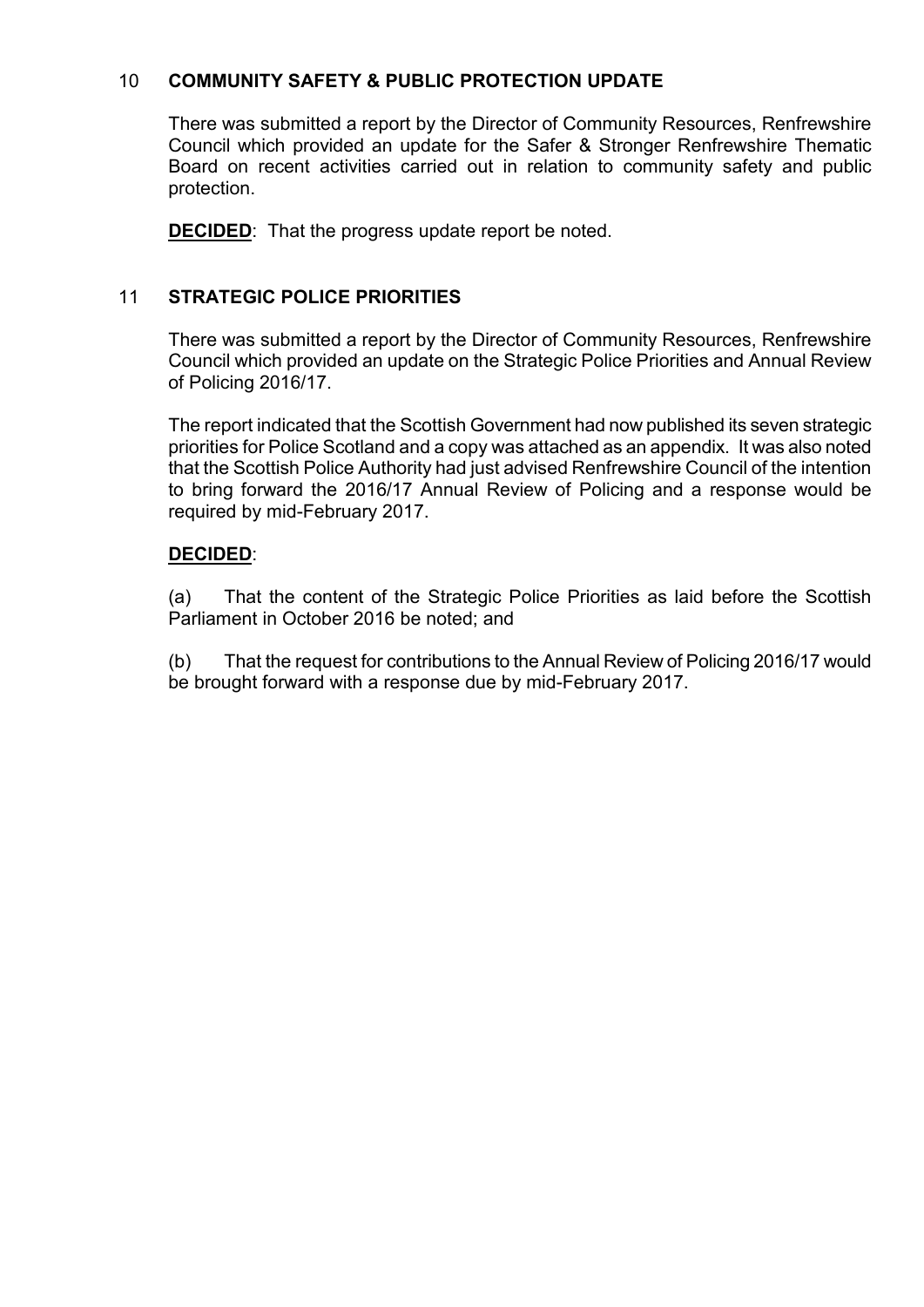## 10 COMMUNITY SAFETY & PUBLIC PROTECTION UPDATE

There was submitted a report by the Director of Community Resources, Renfrewshire Council which provided an update for the Safer & Stronger Renfrewshire Thematic Board on recent activities carried out in relation to community safety and public protection.

**DECIDED**: That the progress update report be noted.

## 11 STRATEGIC POLICE PRIORITIES

There was submitted a report by the Director of Community Resources, Renfrewshire Council which provided an update on the Strategic Police Priorities and Annual Review of Policing 2016/17.

The report indicated that the Scottish Government had now published its seven strategic priorities for Police Scotland and a copy was attached as an appendix. It was also noted that the Scottish Police Authority had just advised Renfrewshire Council of the intention to bring forward the 2016/17 Annual Review of Policing and a response would be required by mid-February 2017.

**DECIDED**:

(a) That the content of the Strategic Police Priorities as laid before the Scottish Parliament in October 2016 be noted; and

(b) That the request for contributions to the Annual Review of Policing 2016/17 would be brought forward with a response due by mid-February 2017.